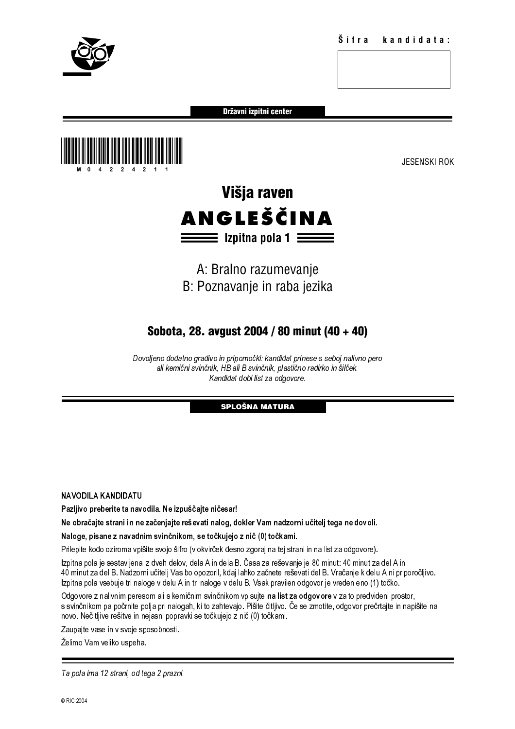**Šifra kandidata:**

**Državni izpitni center**

M 0 4 2 2 4 2 1 1

JESENSKI ROK

# Višja raven

# ANGLEŠČINA

## Izpitna pola 1

A: Bralno razumevanje
B: Poznavanje in raba jezika

**Sobota, 28. avgust 2004 / 80 minut (40 + 40)**

*Dovoljeno dodatno gradivo in pripomočki: kandidat prinese s seboj nalivno pero ali kemični svinčnik, HB ali B svinčnik, plastično radirko in šilček. Kandidat dobi list za odgovore.*

**SPLOŠNA MATURA**

NAVODILA KANDIDATU

**Pazljivo preberite ta navodila. Ne izpuščajte ničesar!**

**Ne obračajte strani in ne začenjajte reševati nalog, dokler Vam nadzorni učitelj tega ne dovoli.**

**Naloge, pisane z navadnim svinčnikom, se točkujejo z nič (0) točkami.**

Prilepite kodo oziroma vpišite svojo šifro (v okvirček desno zgoraj na tej strani in na list za odgovore).

Izpitna pola je sestavljena iz dveh delov, dela A in dela B. Časa za reševanje je 80 minut: 40 minut za del A in 40 minut za del B. Nadzorni učitelj Vas bo opozoril, kdaj lahko začnete reševati del B. Vračanje k delu A ni priporočljivo. Izpitna pola vsebuje tri naloge v delu A in tri naloge v delu B. Vsak pravilen odgovor je vreden eno (1) točko.

Odgovore z nalivnim peresom ali s kemičnim svinčnikom vpisujte **na list za odgovore** v za to predvideni prostor, s svinčnikom pa počrnite polja pri nalogah, ki to zahtevajo. Pišite čitljivo. Če se zmotite, odgovor prečrtajte in napišite na novo. Nečitljive rešitve in nejasni popravki se točkujejo z nič (0) točkami.

Zaupajte vase in v svoje sposobnosti.

Želimo Vam veliko uspeha.

*Ta pola ima 12 strani, od tega 2 prazni.*

© RIC 2004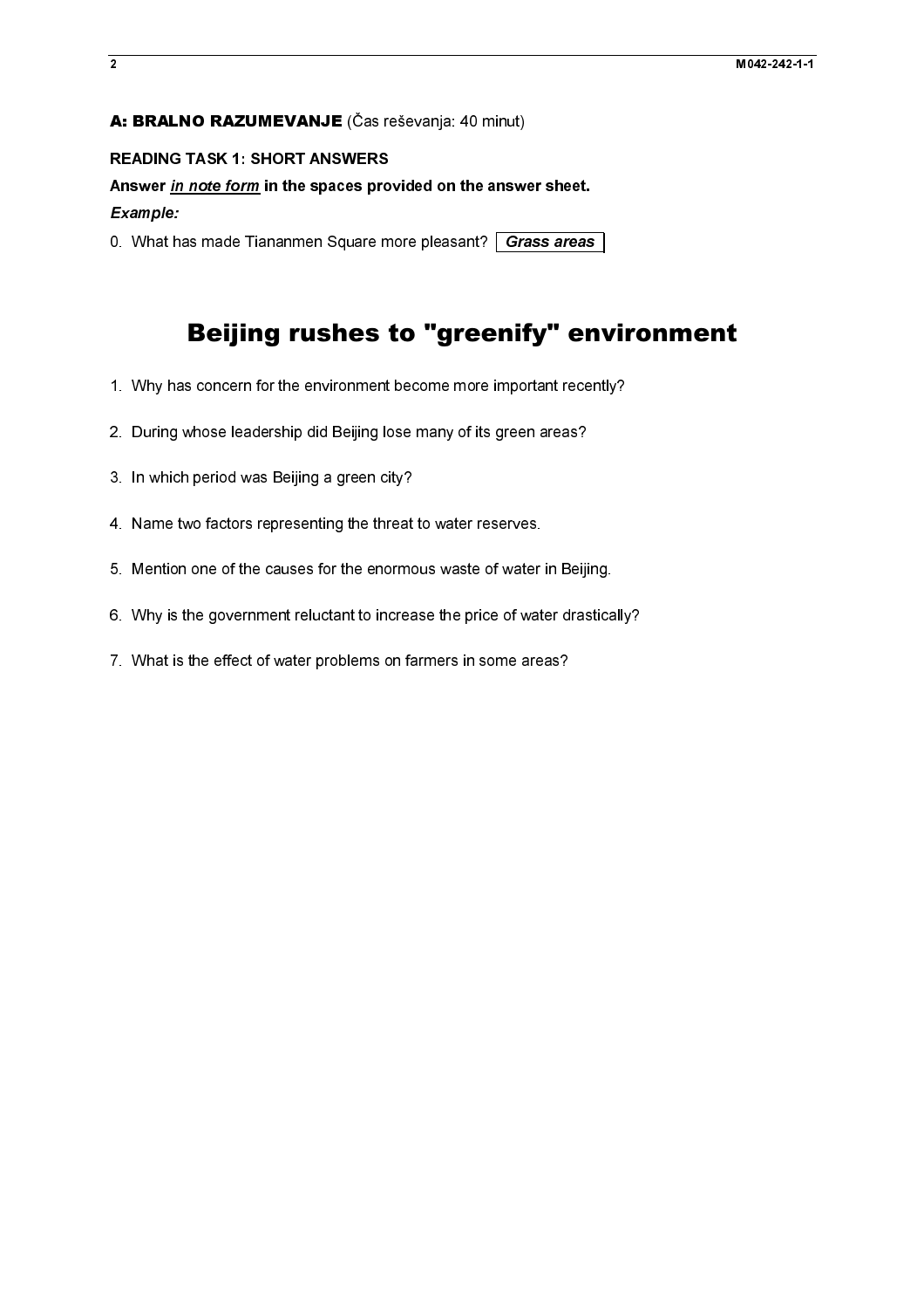**A: BRALNO RAZUMEVANJE** (Čas reševanja: 40 minut)

**READING TASK 1: SHORT ANSWERS**

**Answer _in note form_ in the spaces provided on the answer sheet.**

***Example:***

0. What has made Tiananmen Square more pleasant? **_Grass areas_**

# Beijing rushes to "greenify" environment

1. Why has concern for the environment become more important recently?

2. During whose leadership did Beijing lose many of its green areas?

3. In which period was Beijing a green city?

4. Name two factors representing the threat to water reserves.

5. Mention one of the causes for the enormous waste of water in Beijing.

6. Why is the government reluctant to increase the price of water drastically?

7. What is the effect of water problems on farmers in some areas?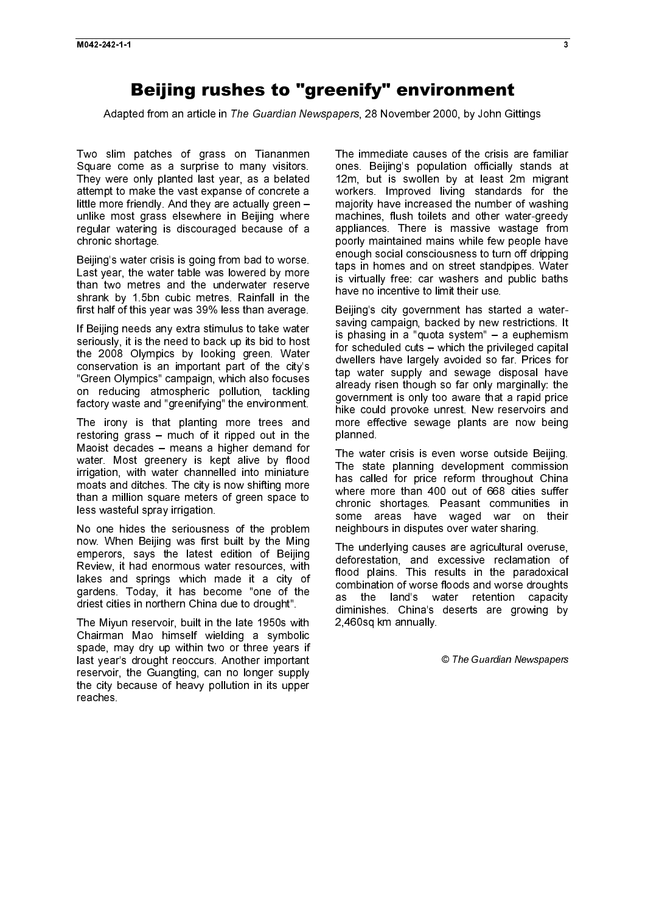# Beijing rushes to "greenify" environment

Adapted from an article in *The Guardian Newspapers*, 28 November 2000, by John Gittings

Two slim patches of grass on Tiananmen Square come as a surprise to many visitors. They were only planted last year, as a belated attempt to make the vast expanse of concrete a little more friendly. And they are actually green – unlike most grass elsewhere in Beijing where regular watering is discouraged because of a chronic shortage.

Beijing's water crisis is going from bad to worse. Last year, the water table was lowered by more than two metres and the underwater reserve shrank by 1.5bn cubic metres. Rainfall in the first half of this year was 39% less than average.

If Beijing needs any extra stimulus to take water seriously, it is the need to back up its bid to host the 2008 Olympics by looking green. Water conservation is an important part of the city's "Green Olympics" campaign, which also focuses on reducing atmospheric pollution, tackling factory waste and "greenifying" the environment.

The irony is that planting more trees and restoring grass – much of it ripped out in the Maoist decades – means a higher demand for water. Most greenery is kept alive by flood irrigation, with water channelled into miniature moats and ditches. The city is now shifting more than a million square meters of green space to less wasteful spray irrigation.

No one hides the seriousness of the problem now. When Beijing was first built by the Ming emperors, says the latest edition of Beijing Review, it had enormous water resources, with lakes and springs which made it a city of gardens. Today, it has become "one of the driest cities in northern China due to drought".

The Miyun reservoir, built in the late 1950s with Chairman Mao himself wielding a symbolic spade, may dry up within two or three years if last year's drought reoccurs. Another important reservoir, the Guangting, can no longer supply the city because of heavy pollution in its upper reaches.

The immediate causes of the crisis are familiar ones. Beijing's population officially stands at 12m, but is swollen by at least 2m migrant workers. Improved living standards for the majority have increased the number of washing machines, flush toilets and other water-greedy appliances. There is massive wastage from poorly maintained mains while few people have enough social consciousness to turn off dripping taps in homes and on street standpipes. Water is virtually free: car washers and public baths have no incentive to limit their use.

Beijing's city government has started a water-saving campaign, backed by new restrictions. It is phasing in a "quota system" – a euphemism for scheduled cuts – which the privileged capital dwellers have largely avoided so far. Prices for tap water supply and sewage disposal have already risen though so far only marginally: the government is only too aware that a rapid price hike could provoke unrest. New reservoirs and more effective sewage plants are now being planned.

The water crisis is even worse outside Beijing. The state planning development commission has called for price reform throughout China where more than 400 out of 668 cities suffer chronic shortages. Peasant communities in some areas have waged war on their neighbours in disputes over water sharing.

The underlying causes are agricultural overuse, deforestation, and excessive reclamation of flood plains. This results in the paradoxical combination of worse floods and worse droughts as the land's water retention capacity diminishes. China's deserts are growing by 2,460sq km annually.

*© The Guardian Newspapers*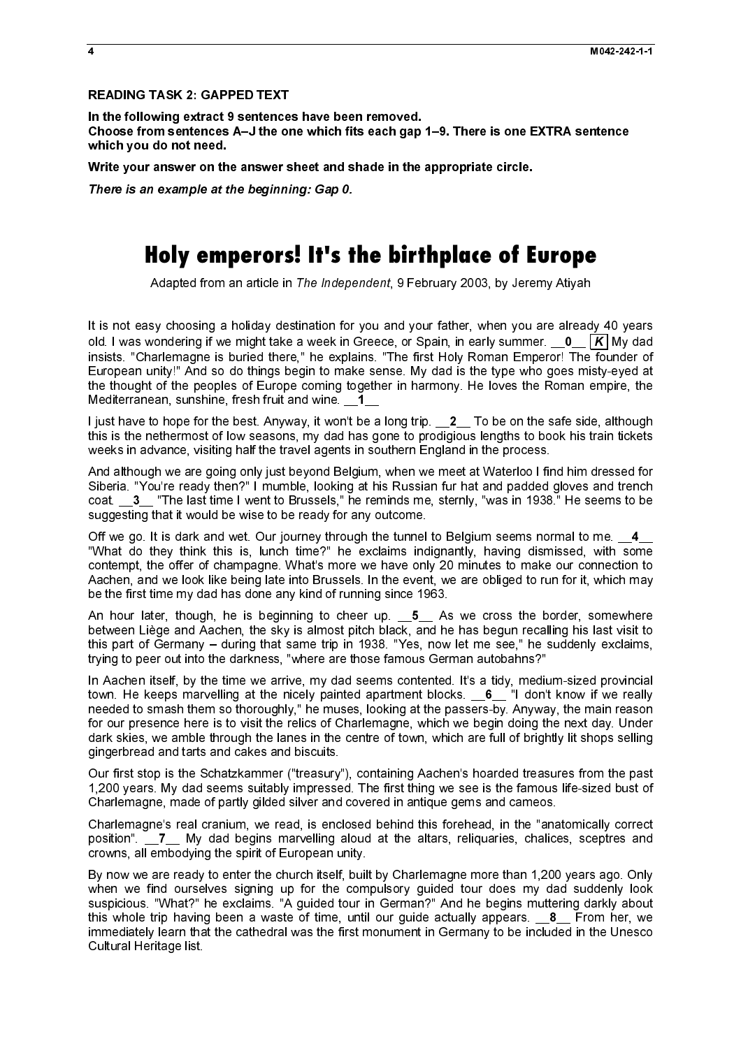**READING TASK 2: GAPPED TEXT**

**In the following extract 9 sentences have been removed.**
**Choose from sentences A–J the one which fits each gap 1–9. There is one EXTRA sentence which you do not need.**

**Write your answer on the answer sheet and shade in the appropriate circle.**

***There is an example at the beginning: Gap 0.***

# Holy emperors! It's the birthplace of Europe

Adapted from an article in *The Independent*, 9 February 2003, by Jeremy Atiyah

It is not easy choosing a holiday destination for you and your father, when you are already 40 years old. I was wondering if we might take a week in Greece, or Spain, in early summer. __**0**__ ***K*** My dad insists. "Charlemagne is buried there," he explains. "The first Holy Roman Emperor! The founder of European unity!" And so do things begin to make sense. My dad is the type who goes misty-eyed at the thought of the peoples of Europe coming together in harmony. He loves the Roman empire, the Mediterranean, sunshine, fresh fruit and wine. __**1**__

I just have to hope for the best. Anyway, it won't be a long trip. __**2**__ To be on the safe side, although this is the nethermost of low seasons, my dad has gone to prodigious lengths to book his train tickets weeks in advance, visiting half the travel agents in southern England in the process.

And although we are going only just beyond Belgium, when we meet at Waterloo I find him dressed for Siberia. "You're ready then?" I mumble, looking at his Russian fur hat and padded gloves and trench coat. __**3**__ "The last time I went to Brussels," he reminds me, sternly, "was in 1938." He seems to be suggesting that it would be wise to be ready for any outcome.

Off we go. It is dark and wet. Our journey through the tunnel to Belgium seems normal to me. __**4**__ "What do they think this is, lunch time?" he exclaims indignantly, having dismissed, with some contempt, the offer of champagne. What's more we have only 20 minutes to make our connection to Aachen, and we look like being late into Brussels. In the event, we are obliged to run for it, which may be the first time my dad has done any kind of running since 1963.

An hour later, though, he is beginning to cheer up. __**5**__ As we cross the border, somewhere between Liège and Aachen, the sky is almost pitch black, and he has begun recalling his last visit to this part of Germany – during that same trip in 1938. "Yes, now let me see," he suddenly exclaims, trying to peer out into the darkness, "where are those famous German autobahns?"

In Aachen itself, by the time we arrive, my dad seems contented. It's a tidy, medium-sized provincial town. He keeps marvelling at the nicely painted apartment blocks. __**6**__ "I don't know if we really needed to smash them so thoroughly," he muses, looking at the passers-by. Anyway, the main reason for our presence here is to visit the relics of Charlemagne, which we begin doing the next day. Under dark skies, we amble through the lanes in the centre of town, which are full of brightly lit shops selling gingerbread and tarts and cakes and biscuits.

Our first stop is the Schatzkammer ("treasury"), containing Aachen's hoarded treasures from the past 1,200 years. My dad seems suitably impressed. The first thing we see is the famous life-sized bust of Charlemagne, made of partly gilded silver and covered in antique gems and cameos.

Charlemagne's real cranium, we read, is enclosed behind this forehead, in the "anatomically correct position". __**7**__ My dad begins marvelling aloud at the altars, reliquaries, chalices, sceptres and crowns, all embodying the spirit of European unity.

By now we are ready to enter the church itself, built by Charlemagne more than 1,200 years ago. Only when we find ourselves signing up for the compulsory guided tour does my dad suddenly look suspicious. "What?" he exclaims. "A guided tour in German?" And he begins muttering darkly about this whole trip having been a waste of time, until our guide actually appears. __**8**__ From her, we immediately learn that the cathedral was the first monument in Germany to be included in the Unesco Cultural Heritage list.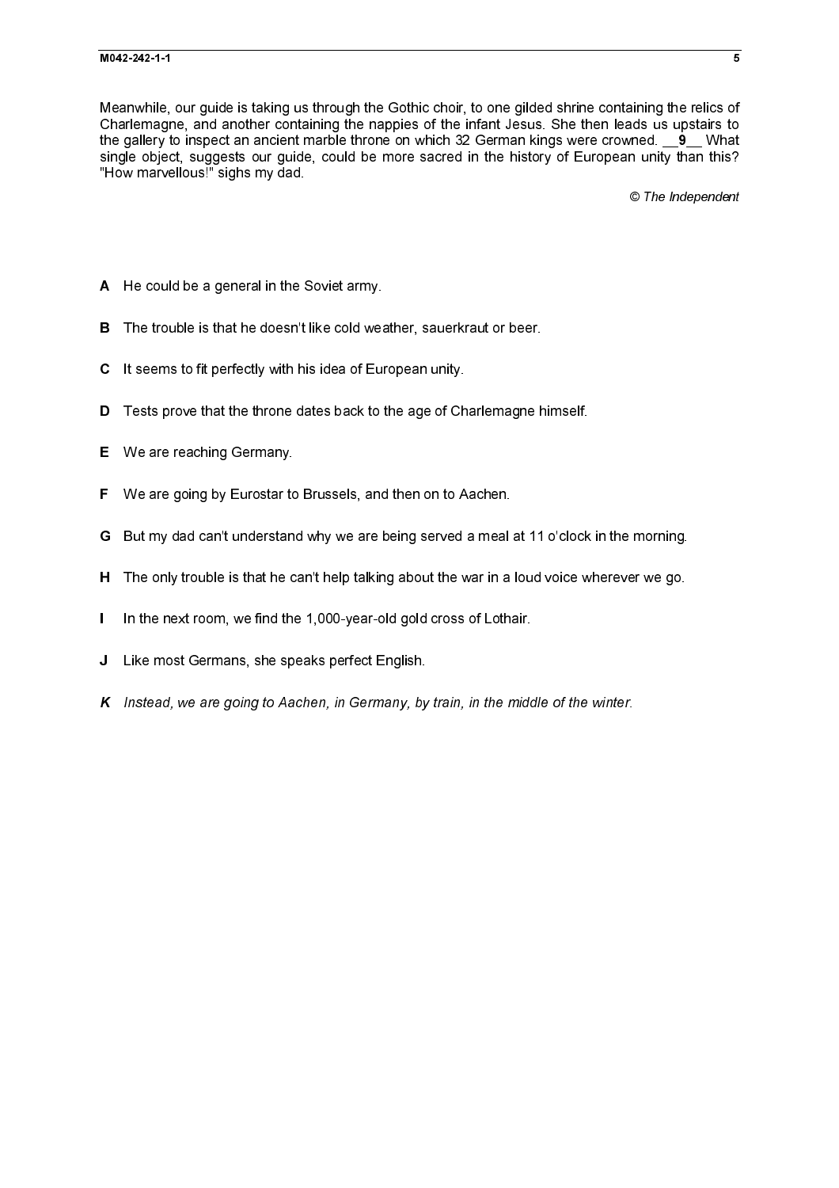Meanwhile, our guide is taking us through the Gothic choir, to one gilded shrine containing the relics of Charlemagne, and another containing the nappies of the infant Jesus. She then leads us upstairs to the gallery to inspect an ancient marble throne on which 32 German kings were crowned. __**9**__ What single object, suggests our guide, could be more sacred in the history of European unity than this? "How marvellous!" sighs my dad.

*© The Independent*

**A** He could be a general in the Soviet army.

**B** The trouble is that he doesn't like cold weather, sauerkraut or beer.

**C** It seems to fit perfectly with his idea of European unity.

**D** Tests prove that the throne dates back to the age of Charlemagne himself.

**E** We are reaching Germany.

**F** We are going by Eurostar to Brussels, and then on to Aachen.

**G** But my dad can't understand why we are being served a meal at 11 o'clock in the morning.

**H** The only trouble is that he can't help talking about the war in a loud voice wherever we go.

**I** In the next room, we find the 1,000-year-old gold cross of Lothair.

**J** Like most Germans, she speaks perfect English.

***K*** *Instead, we are going to Aachen, in Germany, by train, in the middle of the winter.*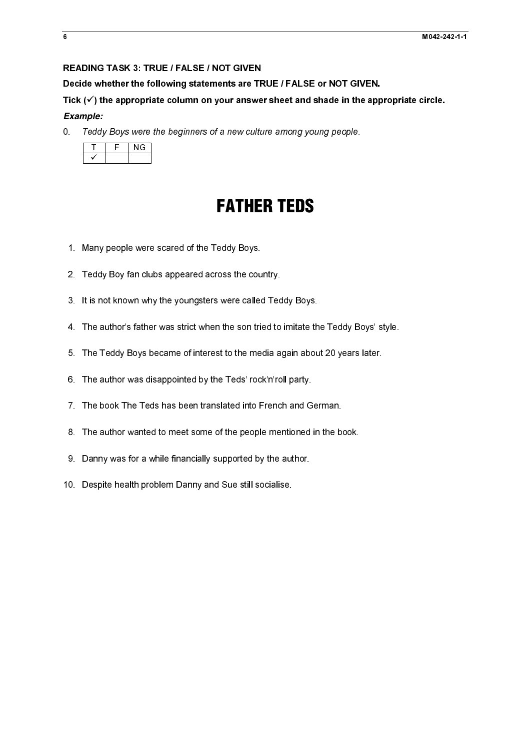**READING TASK 3: TRUE / FALSE / NOT GIVEN**

**Decide whether the following statements are TRUE / FALSE or NOT GIVEN.**

**Tick (✓) the appropriate column on your answer sheet and shade in the appropriate circle.**

***Example:***

0. *Teddy Boys were the beginners of a new culture among young people.*

| T | F | NG |
|---|---|---|
| ✓ | | |

# FATHER TEDS

1. Many people were scared of the Teddy Boys.
2. Teddy Boy fan clubs appeared across the country.
3. It is not known why the youngsters were called Teddy Boys.
4. The author's father was strict when the son tried to imitate the Teddy Boys' style.
5. The Teddy Boys became of interest to the media again about 20 years later.
6. The author was disappointed by the Teds' rock'n'roll party.
7. The book The Teds has been translated into French and German.
8. The author wanted to meet some of the people mentioned in the book.
9. Danny was for a while financially supported by the author.
10. Despite health problem Danny and Sue still socialise.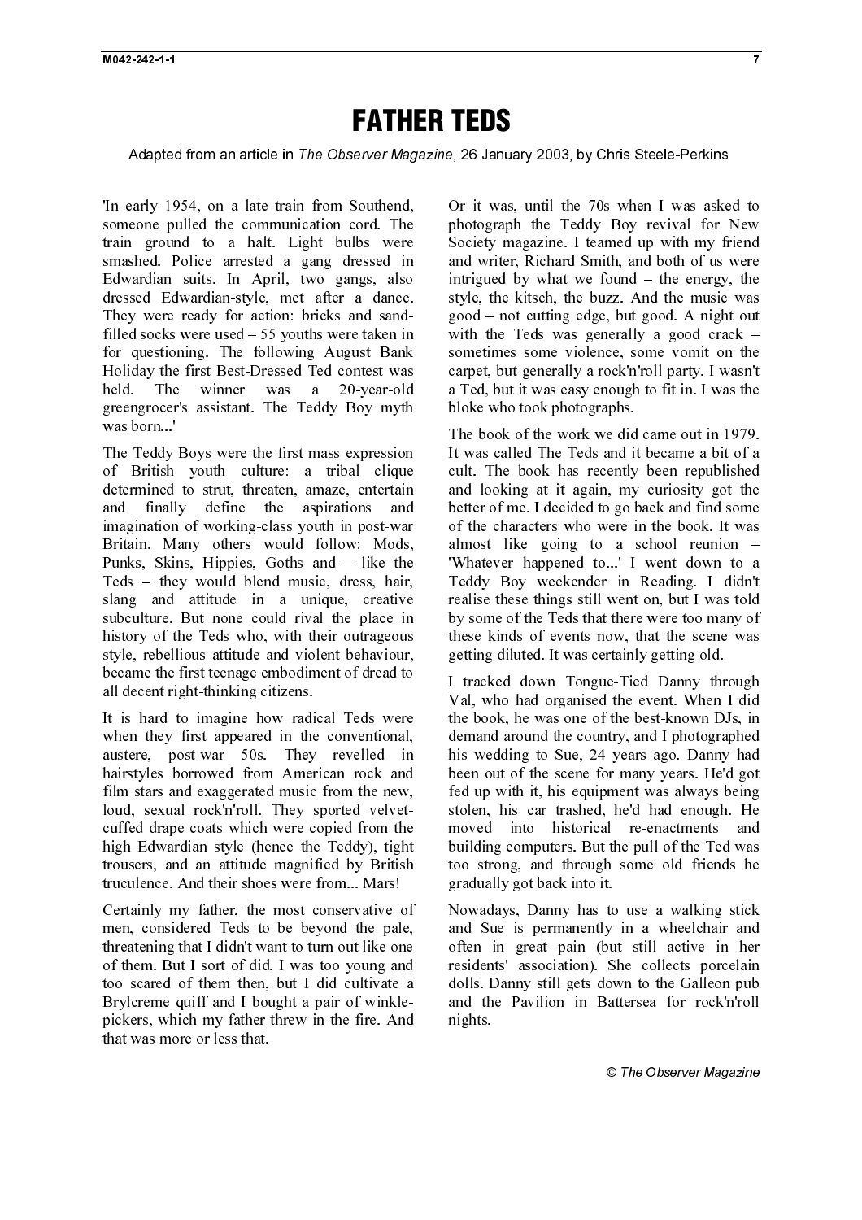# FATHER TEDS

Adapted from an article in *The Observer Magazine*, 26 January 2003, by Chris Steele-Perkins

'In early 1954, on a late train from Southend, someone pulled the communication cord. The train ground to a halt. Light bulbs were smashed. Police arrested a gang dressed in Edwardian suits. In April, two gangs, also dressed Edwardian-style, met after a dance. They were ready for action: bricks and sand-filled socks were used – 55 youths were taken in for questioning. The following August Bank Holiday the first Best-Dressed Ted contest was held. The winner was a 20-year-old greengrocer's assistant. The Teddy Boy myth was born...'

The Teddy Boys were the first mass expression of British youth culture: a tribal clique determined to strut, threaten, amaze, entertain and finally define the aspirations and imagination of working-class youth in post-war Britain. Many others would follow: Mods, Punks, Skins, Hippies, Goths and – like the Teds – they would blend music, dress, hair, slang and attitude in a unique, creative subculture. But none could rival the place in history of the Teds who, with their outrageous style, rebellious attitude and violent behaviour, became the first teenage embodiment of dread to all decent right-thinking citizens.

It is hard to imagine how radical Teds were when they first appeared in the conventional, austere, post-war 50s. They revelled in hairstyles borrowed from American rock and film stars and exaggerated music from the new, loud, sexual rock'n'roll. They sported velvet-cuffed drape coats which were copied from the high Edwardian style (hence the Teddy), tight trousers, and an attitude magnified by British truculence. And their shoes were from... Mars!

Certainly my father, the most conservative of men, considered Teds to be beyond the pale, threatening that I didn't want to turn out like one of them. But I sort of did. I was too young and too scared of them then, but I did cultivate a Brylcreme quiff and I bought a pair of winkle-pickers, which my father threw in the fire. And that was more or less that.

Or it was, until the 70s when I was asked to photograph the Teddy Boy revival for New Society magazine. I teamed up with my friend and writer, Richard Smith, and both of us were intrigued by what we found – the energy, the style, the kitsch, the buzz. And the music was good – not cutting edge, but good. A night out with the Teds was generally a good crack – sometimes some violence, some vomit on the carpet, but generally a rock'n'roll party. I wasn't a Ted, but it was easy enough to fit in. I was the bloke who took photographs.

The book of the work we did came out in 1979. It was called The Teds and it became a bit of a cult. The book has recently been republished and looking at it again, my curiosity got the better of me. I decided to go back and find some of the characters who were in the book. It was almost like going to a school reunion – 'Whatever happened to...' I went down to a Teddy Boy weekender in Reading. I didn't realise these things still went on, but I was told by some of the Teds that there were too many of these kinds of events now, that the scene was getting diluted. It was certainly getting old.

I tracked down Tongue-Tied Danny through Val, who had organised the event. When I did the book, he was one of the best-known DJs, in demand around the country, and I photographed his wedding to Sue, 24 years ago. Danny had been out of the scene for many years. He'd got fed up with it, his equipment was always being stolen, his car trashed, he'd had enough. He moved into historical re-enactments and building computers. But the pull of the Ted was too strong, and through some old friends he gradually got back into it.

Nowadays, Danny has to use a walking stick and Sue is permanently in a wheelchair and often in great pain (but still active in her residents' association). She collects porcelain dolls. Danny still gets down to the Galleon pub and the Pavilion in Battersea for rock'n'roll nights.

© *The Observer Magazine*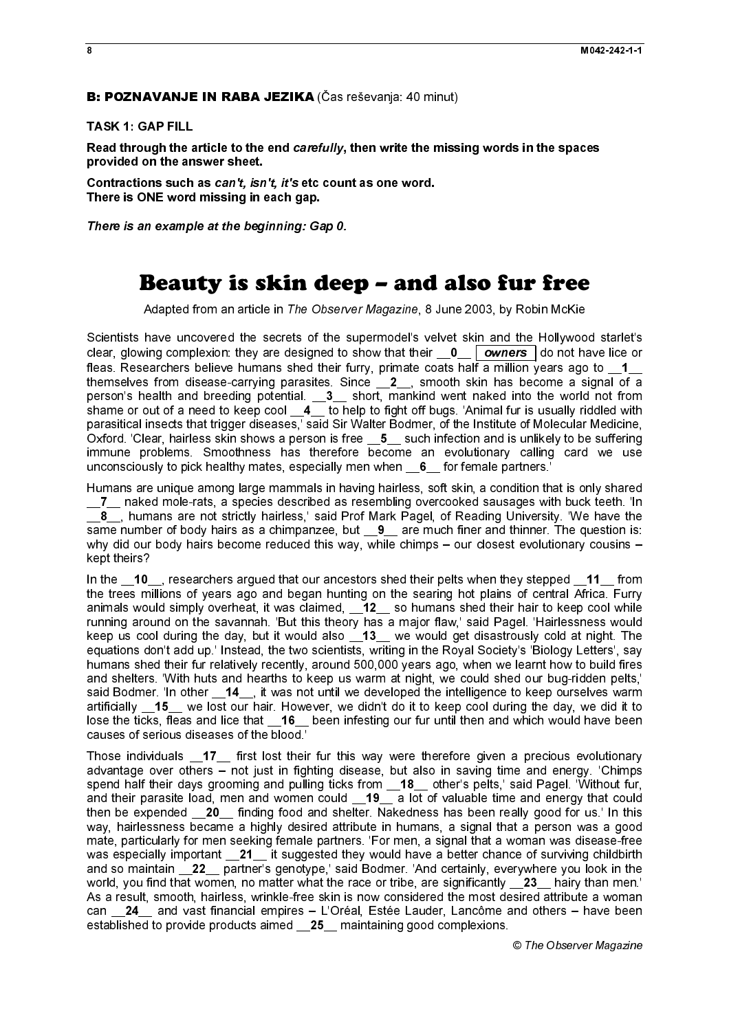## B: POZNAVANJE IN RABA JEZIKA (Čas reševanja: 40 minut)

**TASK 1: GAP FILL**

**Read through the article to the end *carefully*, then write the missing words in the spaces provided on the answer sheet.**

**Contractions such as *can't, isn't, it's* etc count as one word.**
**There is ONE word missing in each gap.**

***There is an example at the beginning: Gap 0.***

# Beauty is skin deep – and also fur free

Adapted from an article in *The Observer Magazine*, 8 June 2003, by Robin McKie

Scientists have uncovered the secrets of the supermodel's velvet skin and the Hollywood starlet's clear, glowing complexion: they are designed to show that their __**0**__ ***owners*** do not have lice or fleas. Researchers believe humans shed their furry, primate coats half a million years ago to __**1**__ themselves from disease-carrying parasites. Since __**2**__, smooth skin has become a signal of a person's health and breeding potential. __**3**__ short, mankind went naked into the world not from shame or out of a need to keep cool __**4**__ to help to fight off bugs. 'Animal fur is usually riddled with parasitical insects that trigger diseases,' said Sir Walter Bodmer, of the Institute of Molecular Medicine, Oxford. 'Clear, hairless skin shows a person is free __**5**__ such infection and is unlikely to be suffering immune problems. Smoothness has therefore become an evolutionary calling card we use unconsciously to pick healthy mates, especially men when __**6**__ for female partners.'

Humans are unique among large mammals in having hairless, soft skin, a condition that is only shared __**7**__ naked mole-rats, a species described as resembling overcooked sausages with buck teeth. 'In __**8**__, humans are not strictly hairless,' said Prof Mark Pagel, of Reading University. 'We have the same number of body hairs as a chimpanzee, but __**9**__ are much finer and thinner. The question is: why did our body hairs become reduced this way, while chimps – our closest evolutionary cousins – kept theirs?

In the __**10**__, researchers argued that our ancestors shed their pelts when they stepped __**11**__ from the trees millions of years ago and began hunting on the searing hot plains of central Africa. Furry animals would simply overheat, it was claimed, __**12**__ so humans shed their hair to keep cool while running around on the savannah. 'But this theory has a major flaw,' said Pagel. 'Hairlessness would keep us cool during the day, but it would also __**13**__ we would get disastrously cold at night. The equations don't add up.' Instead, the two scientists, writing in the Royal Society's 'Biology Letters', say humans shed their fur relatively recently, around 500,000 years ago, when we learnt how to build fires and shelters. 'With huts and hearths to keep us warm at night, we could shed our bug-ridden pelts,' said Bodmer. 'In other __**14**__, it was not until we developed the intelligence to keep ourselves warm artificially __**15**__ we lost our hair. However, we didn't do it to keep cool during the day, we did it to lose the ticks, fleas and lice that __**16**__ been infesting our fur until then and which would have been causes of serious diseases of the blood.'

Those individuals __**17**__ first lost their fur this way were therefore given a precious evolutionary advantage over others – not just in fighting disease, but also in saving time and energy. 'Chimps spend half their days grooming and pulling ticks from __**18**__ other's pelts,' said Pagel. 'Without fur, and their parasite load, men and women could __**19**__ a lot of valuable time and energy that could then be expended __**20**__ finding food and shelter. Nakedness has been really good for us.' In this way, hairlessness became a highly desired attribute in humans, a signal that a person was a good mate, particularly for men seeking female partners. 'For men, a signal that a woman was disease-free was especially important __**21**__ it suggested they would have a better chance of surviving childbirth and so maintain __**22**__ partner's genotype,' said Bodmer. 'And certainly, everywhere you look in the world, you find that women, no matter what the race or tribe, are significantly __**23**__ hairy than men.' As a result, smooth, hairless, wrinkle-free skin is now considered the most desired attribute a woman can __**24**__ and vast financial empires – L'Oréal, Estée Lauder, Lancôme and others – have been established to provide products aimed __**25**__ maintaining good complexions.

© *The Observer Magazine*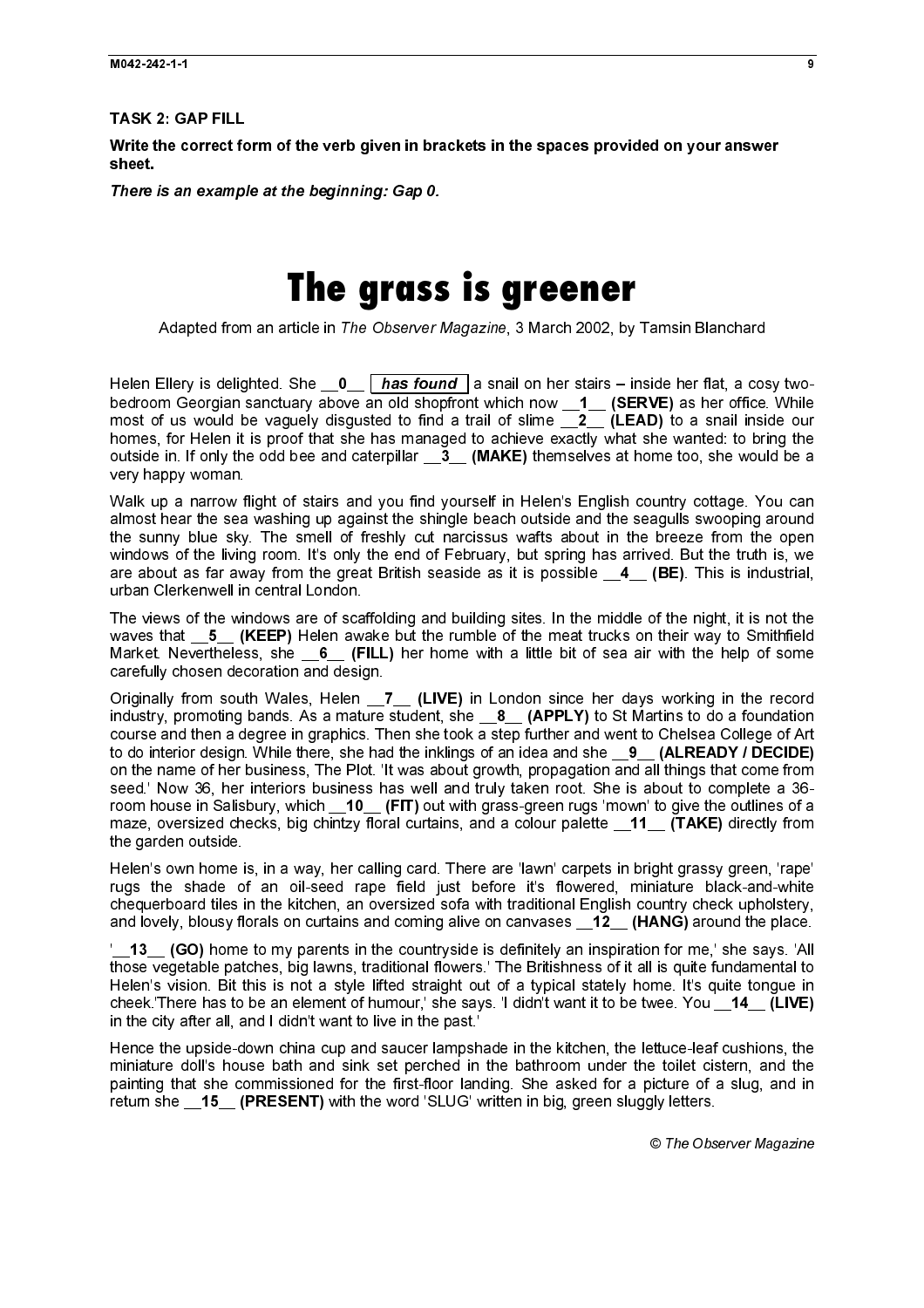## TASK 2: GAP FILL

**Write the correct form of the verb given in brackets in the spaces provided on your answer sheet.**

***There is an example at the beginning: Gap 0.***

# The grass is greener

Adapted from an article in *The Observer Magazine*, 3 March 2002, by Tamsin Blanchard

Helen Ellery is delighted. She __0__ ***has found*** a snail on her stairs – inside her flat, a cosy two-bedroom Georgian sanctuary above an old shopfront which now __1__ **(SERVE)** as her office. While most of us would be vaguely disgusted to find a trail of slime __2__ **(LEAD)** to a snail inside our homes, for Helen it is proof that she has managed to achieve exactly what she wanted: to bring the outside in. If only the odd bee and caterpillar __3__ **(MAKE)** themselves at home too, she would be a very happy woman.

Walk up a narrow flight of stairs and you find yourself in Helen's English country cottage. You can almost hear the sea washing up against the shingle beach outside and the seagulls swooping around the sunny blue sky. The smell of freshly cut narcissus wafts about in the breeze from the open windows of the living room. It's only the end of February, but spring has arrived. But the truth is, we are about as far away from the great British seaside as it is possible __4__ **(BE)**. This is industrial, urban Clerkenwell in central London.

The views of the windows are of scaffolding and building sites. In the middle of the night, it is not the waves that __5__ **(KEEP)** Helen awake but the rumble of the meat trucks on their way to Smithfield Market. Nevertheless, she __6__ **(FILL)** her home with a little bit of sea air with the help of some carefully chosen decoration and design.

Originally from south Wales, Helen __7__ **(LIVE)** in London since her days working in the record industry, promoting bands. As a mature student, she __8__ **(APPLY)** to St Martins to do a foundation course and then a degree in graphics. Then she took a step further and went to Chelsea College of Art to do interior design. While there, she had the inklings of an idea and she __9__ **(ALREADY / DECIDE)** on the name of her business, The Plot. 'It was about growth, propagation and all things that come from seed.' Now 36, her interiors business has well and truly taken root. She is about to complete a 36-room house in Salisbury, which __10__ **(FIT)** out with grass-green rugs 'mown' to give the outlines of a maze, oversized checks, big chintzy floral curtains, and a colour palette __11__ **(TAKE)** directly from the garden outside.

Helen's own home is, in a way, her calling card. There are 'lawn' carpets in bright grassy green, 'rape' rugs the shade of an oil-seed rape field just before it's flowered, miniature black-and-white chequerboard tiles in the kitchen, an oversized sofa with traditional English country check upholstery, and lovely, blousy florals on curtains and coming alive on canvases __12__ **(HANG)** around the place.

'__13__ **(GO)** home to my parents in the countryside is definitely an inspiration for me,' she says. 'All those vegetable patches, big lawns, traditional flowers.' The Britishness of it all is quite fundamental to Helen's vision. Bit this is not a style lifted straight out of a typical stately home. It's quite tongue in cheek.'There has to be an element of humour,' she says. 'I didn't want it to be twee. You __14__ **(LIVE)** in the city after all, and I didn't want to live in the past.'

Hence the upside-down china cup and saucer lampshade in the kitchen, the lettuce-leaf cushions, the miniature doll's house bath and sink set perched in the bathroom under the toilet cistern, and the painting that she commissioned for the first-floor landing. She asked for a picture of a slug, and in return she __15__ **(PRESENT)** with the word 'SLUG' written in big, green sluggly letters.

© *The Observer Magazine*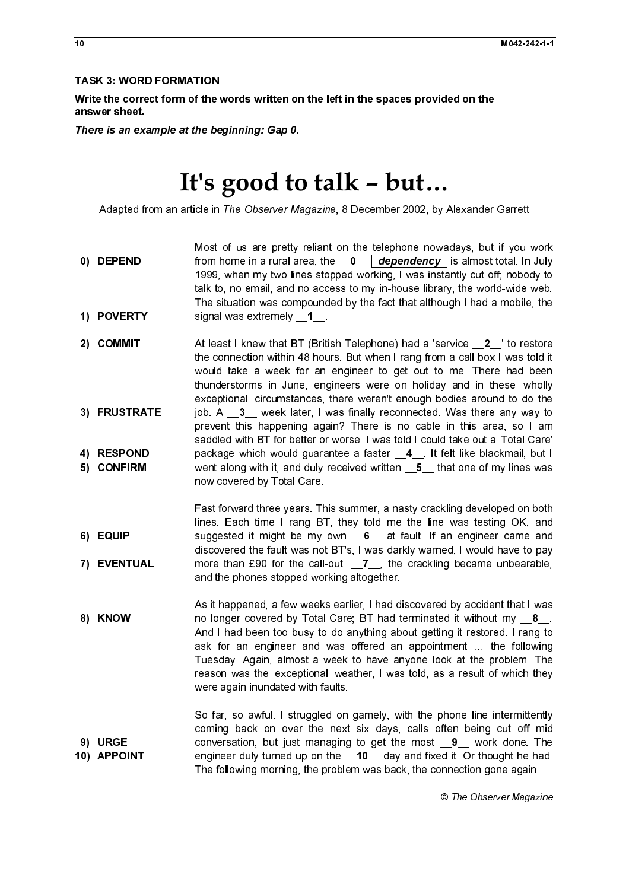## TASK 3: WORD FORMATION

**Write the correct form of the words written on the left in the spaces provided on the answer sheet.**

***There is an example at the beginning: Gap 0.***

# It's good to talk – but…

Adapted from an article in *The Observer Magazine*, 8 December 2002, by Alexander Garrett

| | |
|---|---|
| 0) **DEPEND**<br>1) **POVERTY** | Most of us are pretty reliant on the telephone nowadays, but if you work from home in a rural area, the __**0**__ ***dependency*** is almost total. In July 1999, when my two lines stopped working, I was instantly cut off; nobody to talk to, no email, and no access to my in-house library, the world-wide web. The situation was compounded by the fact that although I had a mobile, the signal was extremely __**1**__. |
| 2) **COMMIT**<br>3) **FRUSTRATE**<br>4) **RESPOND**<br>5) **CONFIRM** | At least I knew that BT (British Telephone) had a 'service __**2**__' to restore the connection within 48 hours. But when I rang from a call-box I was told it would take a week for an engineer to get out to me. There had been thunderstorms in June, engineers were on holiday and in these 'wholly exceptional' circumstances, there weren't enough bodies around to do the job. A __**3**__ week later, I was finally reconnected. Was there any way to prevent this happening again? There is no cable in this area, so I am saddled with BT for better or worse. I was told I could take out a 'Total Care' package which would guarantee a faster __**4**__. It felt like blackmail, but I went along with it, and duly received written __**5**__ that one of my lines was now covered by Total Care. |
| 6) **EQUIP**<br>7) **EVENTUAL** | Fast forward three years. This summer, a nasty crackling developed on both lines. Each time I rang BT, they told me the line was testing OK, and suggested it might be my own __**6**__ at fault. If an engineer came and discovered the fault was not BT's, I was darkly warned, I would have to pay more than £90 for the call-out. __**7**__, the crackling became unbearable, and the phones stopped working altogether. |
| 8) **KNOW** | As it happened, a few weeks earlier, I had discovered by accident that I was no longer covered by Total-Care; BT had terminated it without my __**8**__. And I had been too busy to do anything about getting it restored. I rang to ask for an engineer and was offered an appointment … the following Tuesday. Again, almost a week to have anyone look at the problem. The reason was the 'exceptional' weather, I was told, as a result of which they were again inundated with faults. |
| 9) **URGE**<br>10) **APPOINT** | So far, so awful. I struggled on gamely, with the phone line intermittently coming back on over the next six days, calls often being cut off mid conversation, but just managing to get the most __**9**__ work done. The engineer duly turned up on the __**10**__ day and fixed it. Or thought he had. The following morning, the problem was back, the connection gone again. |

© The Observer Magazine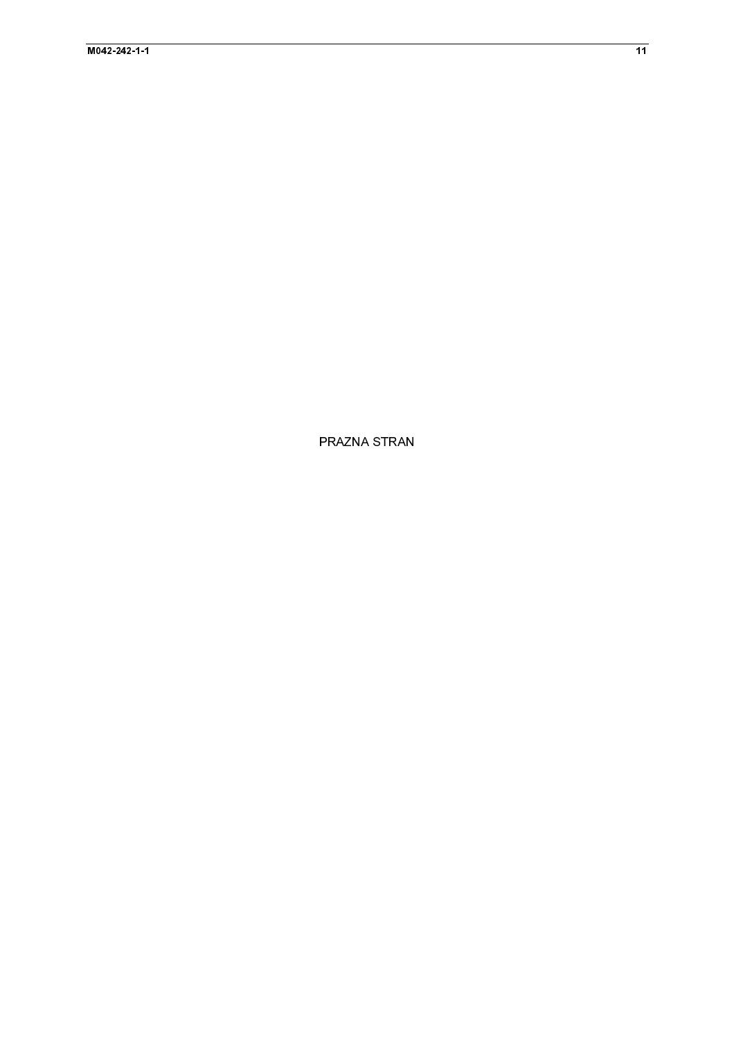PRAZNA STRAN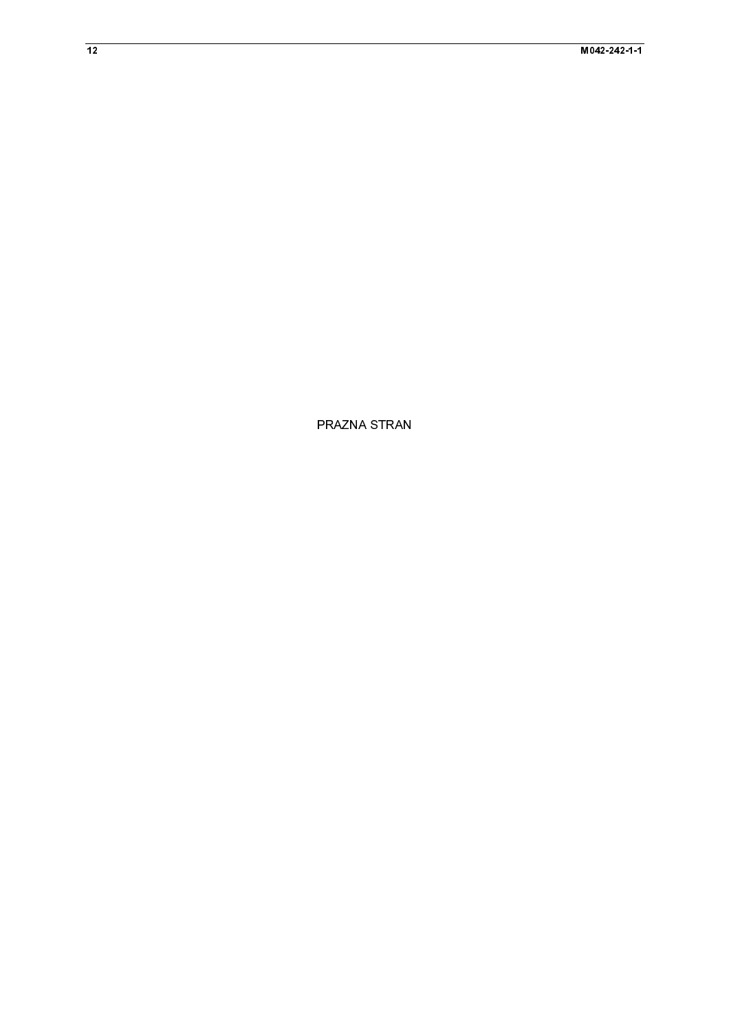PRAZNA STRAN